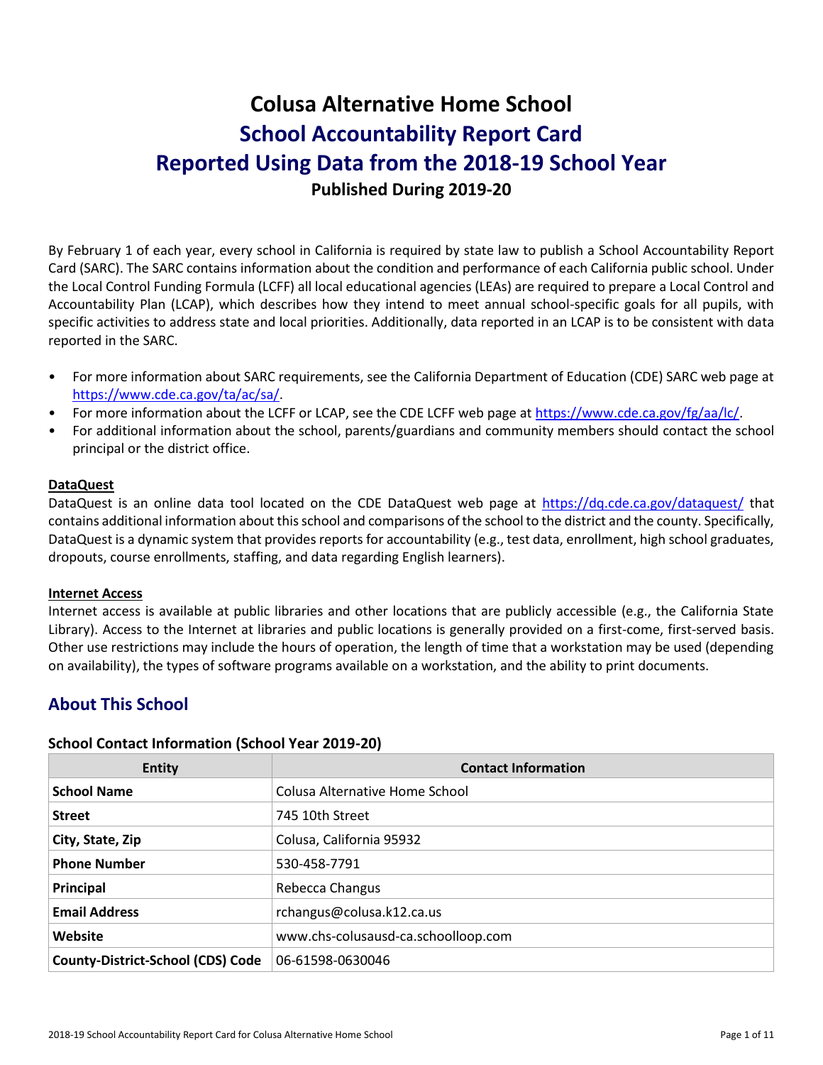# Colusa Alternative Home School

## School Accountability Report Card

## Reported Using Data from the 2018-19 School Year

**Published During 2019-20**

By February 1 of each year, every school in California is required by state law to publish a School Accountability Report Card (SARC). The SARC contains information about the condition and performance of each California public school. Under the Local Control Funding Formula (LCFF) all local educational agencies (LEAs) are required to prepare a Local Control and Accountability Plan (LCAP), which describes how they intend to meet annual school-specific goals for all pupils, with specific activities to address state and local priorities. Additionally, data reported in an LCAP is to be consistent with data reported in the SARC.

- For more information about SARC requirements, see the California Department of Education (CDE) SARC web page at https://www.cde.ca.gov/ta/ac/sa/.
- For more information about the LCFF or LCAP, see the CDE LCFF web page at https://www.cde.ca.gov/fg/aa/lc/.
- For additional information about the school, parents/guardians and community members should contact the school principal or the district office.

**DataQuest**

DataQuest is an online data tool located on the CDE DataQuest web page at https://dq.cde.ca.gov/dataquest/ that contains additional information about this school and comparisons of the school to the district and the county. Specifically, DataQuest is a dynamic system that provides reports for accountability (e.g., test data, enrollment, high school graduates, dropouts, course enrollments, staffing, and data regarding English learners).

**Internet Access**

Internet access is available at public libraries and other locations that are publicly accessible (e.g., the California State Library). Access to the Internet at libraries and public locations is generally provided on a first-come, first-served basis. Other use restrictions may include the hours of operation, the length of time that a workstation may be used (depending on availability), the types of software programs available on a workstation, and the ability to print documents.

## About This School

### School Contact Information (School Year 2019-20)

| Entity | Contact Information |
| --- | --- |
| **School Name** | Colusa Alternative Home School |
| **Street** | 745 10th Street |
| **City, State, Zip** | Colusa, California 95932 |
| **Phone Number** | 530-458-7791 |
| **Principal** | Rebecca Changus |
| **Email Address** | rchangus@colusa.k12.ca.us |
| **Website** | www.chs-colusausd-ca.schoolloop.com |
| **County-District-School (CDS) Code** | 06-61598-0630046 |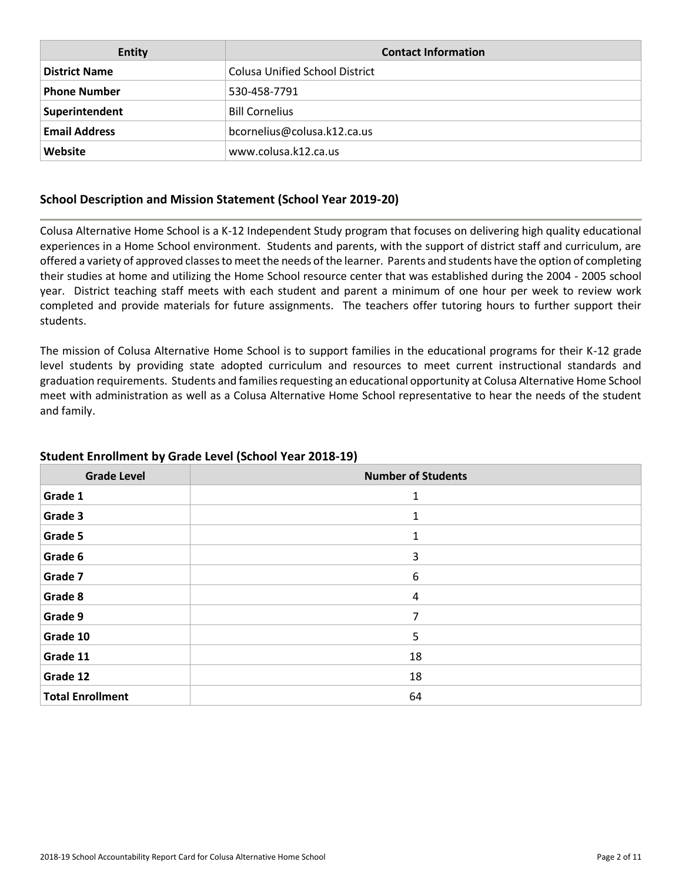| Entity | Contact Information |
| --- | --- |
| **District Name** | Colusa Unified School District |
| **Phone Number** | 530-458-7791 |
| **Superintendent** | Bill Cornelius |
| **Email Address** | bcornelius@colusa.k12.ca.us |
| **Website** | www.colusa.k12.ca.us |

## School Description and Mission Statement (School Year 2019-20)

Colusa Alternative Home School is a K-12 Independent Study program that focuses on delivering high quality educational experiences in a Home School environment. Students and parents, with the support of district staff and curriculum, are offered a variety of approved classes to meet the needs of the learner. Parents and students have the option of completing their studies at home and utilizing the Home School resource center that was established during the 2004 - 2005 school year. District teaching staff meets with each student and parent a minimum of one hour per week to review work completed and provide materials for future assignments. The teachers offer tutoring hours to further support their students.

The mission of Colusa Alternative Home School is to support families in the educational programs for their K-12 grade level students by providing state adopted curriculum and resources to meet current instructional standards and graduation requirements. Students and families requesting an educational opportunity at Colusa Alternative Home School meet with administration as well as a Colusa Alternative Home School representative to hear the needs of the student and family.

### Student Enrollment by Grade Level (School Year 2018-19)

| Grade Level | Number of Students |
| --- | --- |
| **Grade 1** | 1 |
| **Grade 3** | 1 |
| **Grade 5** | 1 |
| **Grade 6** | 3 |
| **Grade 7** | 6 |
| **Grade 8** | 4 |
| **Grade 9** | 7 |
| **Grade 10** | 5 |
| **Grade 11** | 18 |
| **Grade 12** | 18 |
| **Total Enrollment** | 64 |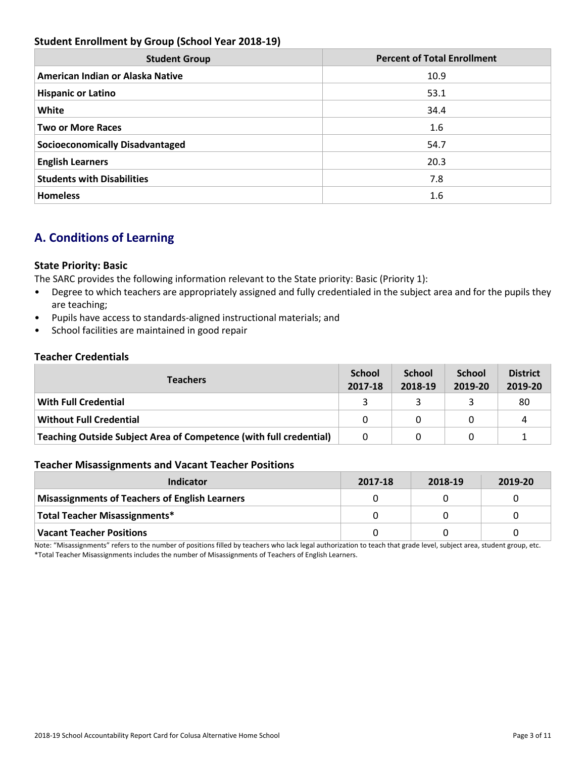### Student Enrollment by Group (School Year 2018-19)

| Student Group | Percent of Total Enrollment |
| --- | --- |
| American Indian or Alaska Native | 10.9 |
| Hispanic or Latino | 53.1 |
| White | 34.4 |
| Two or More Races | 1.6 |
| Socioeconomically Disadvantaged | 54.7 |
| English Learners | 20.3 |
| Students with Disabilities | 7.8 |
| Homeless | 1.6 |

## A. Conditions of Learning

### State Priority: Basic

The SARC provides the following information relevant to the State priority: Basic (Priority 1):

- Degree to which teachers are appropriately assigned and fully credentialed in the subject area and for the pupils they are teaching;
- Pupils have access to standards-aligned instructional materials; and
- School facilities are maintained in good repair

### Teacher Credentials

| Teachers | School 2017-18 | School 2018-19 | School 2019-20 | District 2019-20 |
| --- | --- | --- | --- | --- |
| With Full Credential | 3 | 3 | 3 | 80 |
| Without Full Credential | 0 | 0 | 0 | 4 |
| Teaching Outside Subject Area of Competence (with full credential) | 0 | 0 | 0 | 1 |

### Teacher Misassignments and Vacant Teacher Positions

| Indicator | 2017-18 | 2018-19 | 2019-20 |
| --- | --- | --- | --- |
| Misassignments of Teachers of English Learners | 0 | 0 | 0 |
| Total Teacher Misassignments* | 0 | 0 | 0 |
| Vacant Teacher Positions | 0 | 0 | 0 |

Note: "Misassignments" refers to the number of positions filled by teachers who lack legal authorization to teach that grade level, subject area, student group, etc.

*Total Teacher Misassignments includes the number of Misassignments of Teachers of English Learners.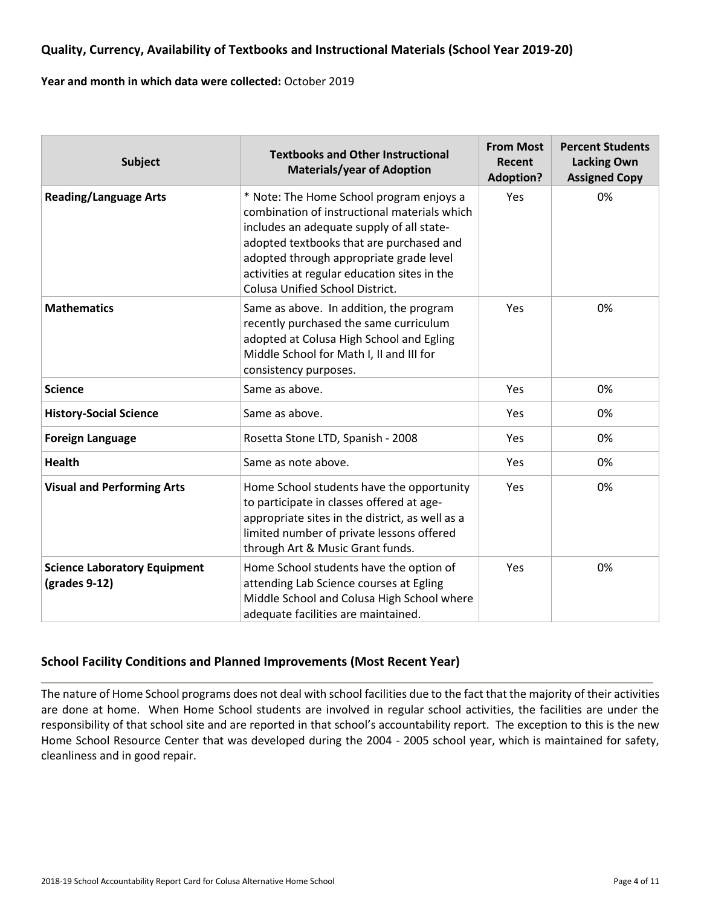## Quality, Currency, Availability of Textbooks and Instructional Materials (School Year 2019-20)

**Year and month in which data were collected:** October 2019

| Subject | Textbooks and Other Instructional Materials/year of Adoption | From Most Recent Adoption? | Percent Students Lacking Own Assigned Copy |
|---|---|---|---|
| **Reading/Language Arts** | * Note: The Home School program enjoys a combination of instructional materials which includes an adequate supply of all state-adopted textbooks that are purchased and adopted through appropriate grade level activities at regular education sites in the Colusa Unified School District. | Yes | 0% |
| **Mathematics** | Same as above. In addition, the program recently purchased the same curriculum adopted at Colusa High School and Egling Middle School for Math I, II and III for consistency purposes. | Yes | 0% |
| **Science** | Same as above. | Yes | 0% |
| **History-Social Science** | Same as above. | Yes | 0% |
| **Foreign Language** | Rosetta Stone LTD, Spanish - 2008 | Yes | 0% |
| **Health** | Same as note above. | Yes | 0% |
| **Visual and Performing Arts** | Home School students have the opportunity to participate in classes offered at age-appropriate sites in the district, as well as a limited number of private lessons offered through Art & Music Grant funds. | Yes | 0% |
| **Science Laboratory Equipment (grades 9-12)** | Home School students have the option of attending Lab Science courses at Egling Middle School and Colusa High School where adequate facilities are maintained. | Yes | 0% |

## School Facility Conditions and Planned Improvements (Most Recent Year)

The nature of Home School programs does not deal with school facilities due to the fact that the majority of their activities are done at home. When Home School students are involved in regular school activities, the facilities are under the responsibility of that school site and are reported in that school's accountability report. The exception to this is the new Home School Resource Center that was developed during the 2004 - 2005 school year, which is maintained for safety, cleanliness and in good repair.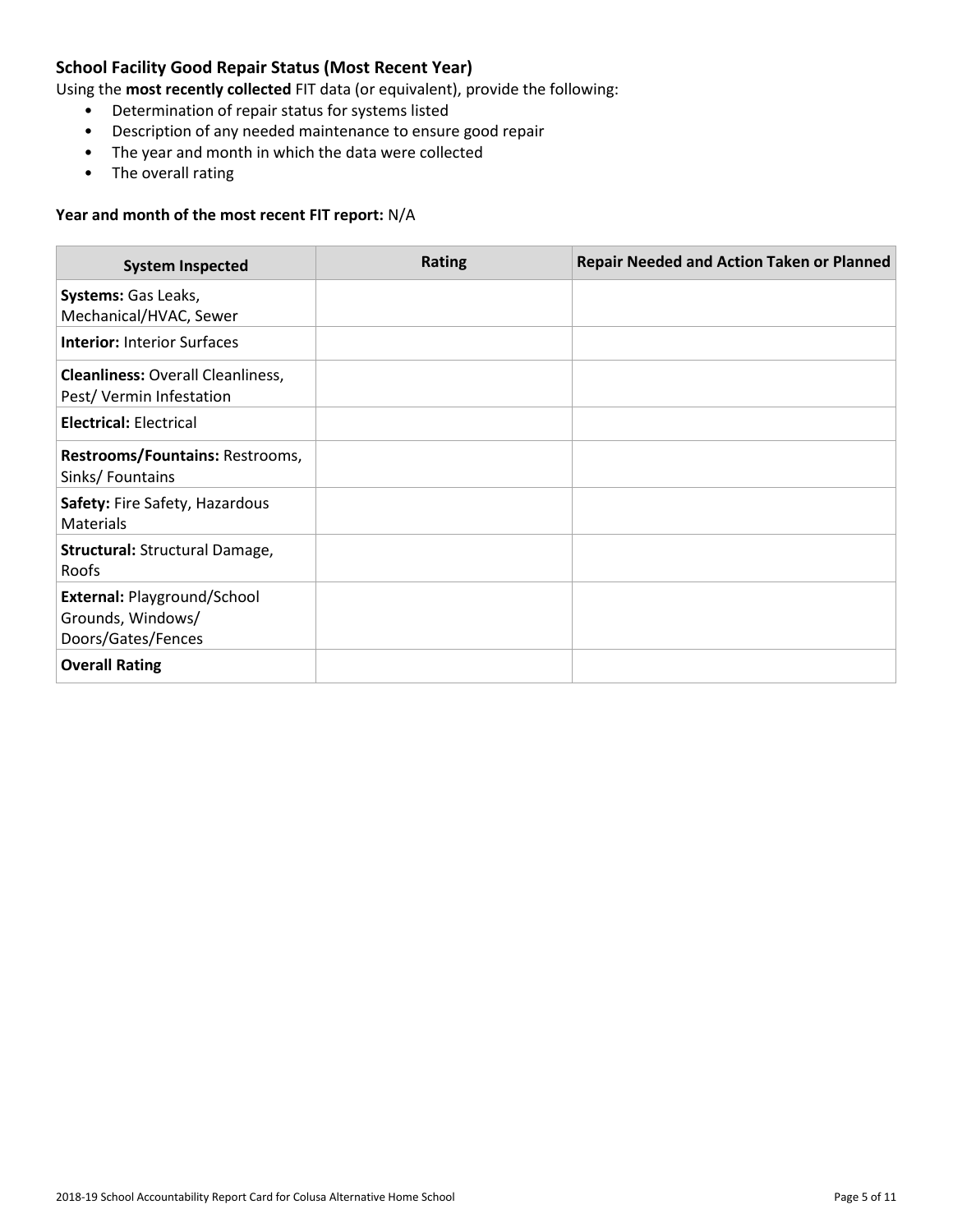### School Facility Good Repair Status (Most Recent Year)

Using the **most recently collected** FIT data (or equivalent), provide the following:

- Determination of repair status for systems listed
- Description of any needed maintenance to ensure good repair
- The year and month in which the data were collected
- The overall rating

**Year and month of the most recent FIT report:** N/A

| System Inspected | Rating | Repair Needed and Action Taken or Planned |
| --- | --- | --- |
| **Systems:** Gas Leaks, Mechanical/HVAC, Sewer | | |
| **Interior:** Interior Surfaces | | |
| **Cleanliness:** Overall Cleanliness, Pest/ Vermin Infestation | | |
| **Electrical:** Electrical | | |
| **Restrooms/Fountains:** Restrooms, Sinks/ Fountains | | |
| **Safety:** Fire Safety, Hazardous Materials | | |
| **Structural:** Structural Damage, Roofs | | |
| **External:** Playground/School Grounds, Windows/ Doors/Gates/Fences | | |
| **Overall Rating** | | |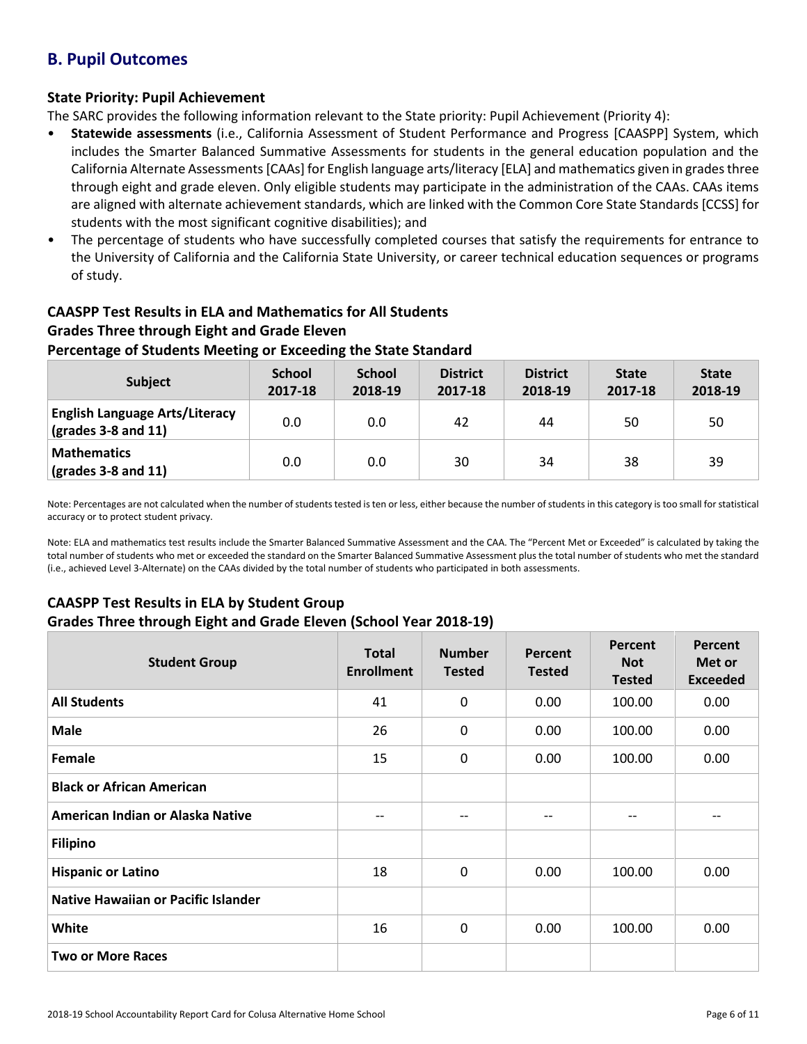## B. Pupil Outcomes

### State Priority: Pupil Achievement

The SARC provides the following information relevant to the State priority: Pupil Achievement (Priority 4):

- **Statewide assessments** (i.e., California Assessment of Student Performance and Progress [CAASPP] System, which includes the Smarter Balanced Summative Assessments for students in the general education population and the California Alternate Assessments [CAAs] for English language arts/literacy [ELA] and mathematics given in grades three through eight and grade eleven. Only eligible students may participate in the administration of the CAAs. CAAs items are aligned with alternate achievement standards, which are linked with the Common Core State Standards [CCSS] for students with the most significant cognitive disabilities); and
- The percentage of students who have successfully completed courses that satisfy the requirements for entrance to the University of California and the California State University, or career technical education sequences or programs of study.

### CAASPP Test Results in ELA and Mathematics for All Students
### Grades Three through Eight and Grade Eleven
### Percentage of Students Meeting or Exceeding the State Standard

| Subject | School 2017-18 | School 2018-19 | District 2017-18 | District 2018-19 | State 2017-18 | State 2018-19 |
|---|---|---|---|---|---|---|
| **English Language Arts/Literacy (grades 3-8 and 11)** | 0.0 | 0.0 | 42 | 44 | 50 | 50 |
| **Mathematics (grades 3-8 and 11)** | 0.0 | 0.0 | 30 | 34 | 38 | 39 |

Note: Percentages are not calculated when the number of students tested is ten or less, either because the number of students in this category is too small for statistical accuracy or to protect student privacy.

Note: ELA and mathematics test results include the Smarter Balanced Summative Assessment and the CAA. The "Percent Met or Exceeded" is calculated by taking the total number of students who met or exceeded the standard on the Smarter Balanced Summative Assessment plus the total number of students who met the standard (i.e., achieved Level 3-Alternate) on the CAAs divided by the total number of students who participated in both assessments.

### CAASPP Test Results in ELA by Student Group
### Grades Three through Eight and Grade Eleven (School Year 2018-19)

| Student Group | Total Enrollment | Number Tested | Percent Tested | Percent Not Tested | Percent Met or Exceeded |
|---|---|---|---|---|---|
| **All Students** | 41 | 0 | 0.00 | 100.00 | 0.00 |
| **Male** | 26 | 0 | 0.00 | 100.00 | 0.00 |
| **Female** | 15 | 0 | 0.00 | 100.00 | 0.00 |
| **Black or African American** | | | | | |
| **American Indian or Alaska Native** | -- | -- | -- | -- | -- |
| **Filipino** | | | | | |
| **Hispanic or Latino** | 18 | 0 | 0.00 | 100.00 | 0.00 |
| **Native Hawaiian or Pacific Islander** | | | | | |
| **White** | 16 | 0 | 0.00 | 100.00 | 0.00 |
| **Two or More Races** | | | | | |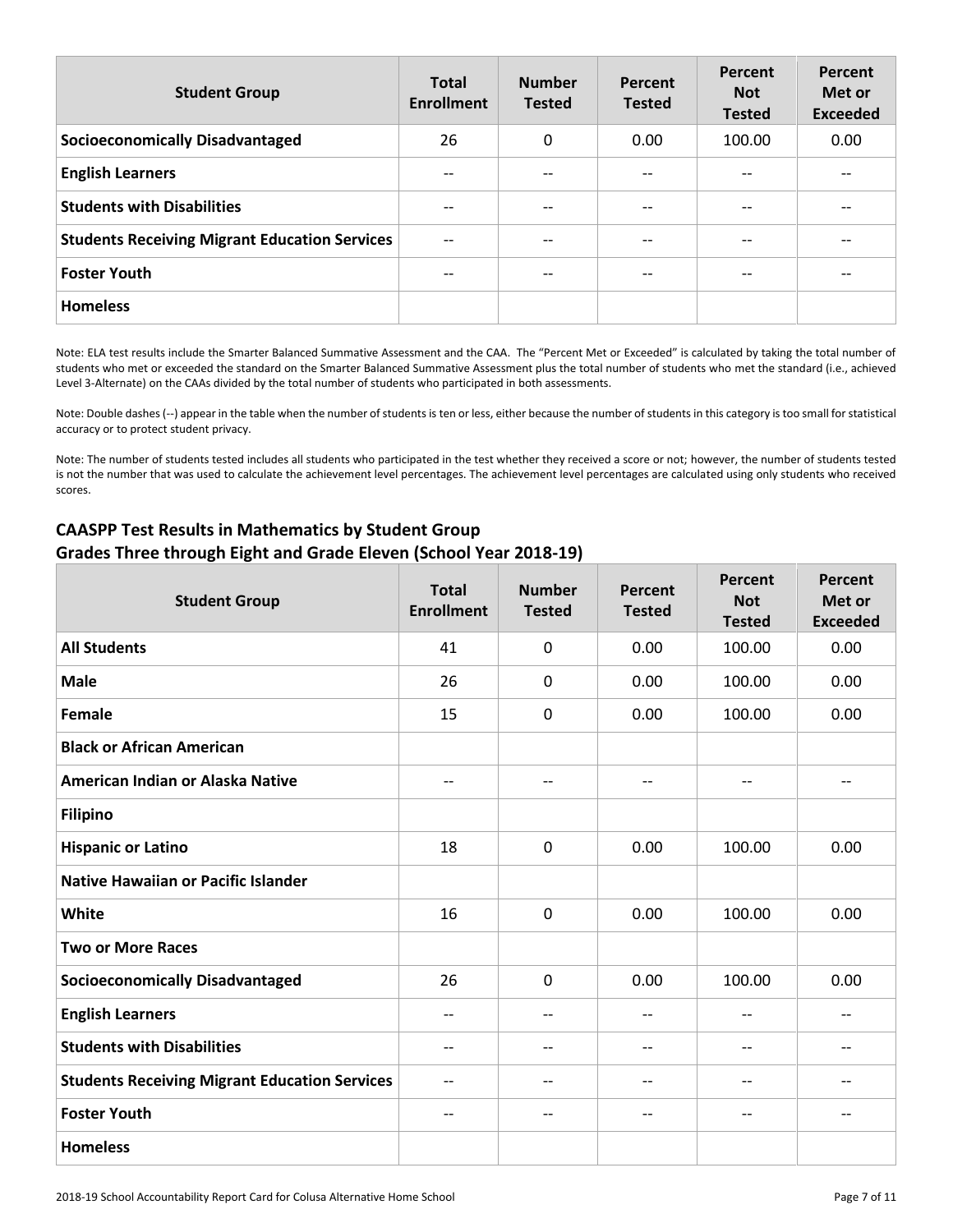| Student Group | Total Enrollment | Number Tested | Percent Tested | Percent Not Tested | Percent Met or Exceeded |
|---|---|---|---|---|---|
| **Socioeconomically Disadvantaged** | 26 | 0 | 0.00 | 100.00 | 0.00 |
| **English Learners** | -- | -- | -- | -- | -- |
| **Students with Disabilities** | -- | -- | -- | -- | -- |
| **Students Receiving Migrant Education Services** | -- | -- | -- | -- | -- |
| **Foster Youth** | -- | -- | -- | -- | -- |
| **Homeless** | | | | | |

Note: ELA test results include the Smarter Balanced Summative Assessment and the CAA. The "Percent Met or Exceeded" is calculated by taking the total number of students who met or exceeded the standard on the Smarter Balanced Summative Assessment plus the total number of students who met the standard (i.e., achieved Level 3-Alternate) on the CAAs divided by the total number of students who participated in both assessments.

Note: Double dashes (--) appear in the table when the number of students is ten or less, either because the number of students in this category is too small for statistical accuracy or to protect student privacy.

Note: The number of students tested includes all students who participated in the test whether they received a score or not; however, the number of students tested is not the number that was used to calculate the achievement level percentages. The achievement level percentages are calculated using only students who received scores.

## CAASPP Test Results in Mathematics by Student Group
## Grades Three through Eight and Grade Eleven (School Year 2018-19)

| Student Group | Total Enrollment | Number Tested | Percent Tested | Percent Not Tested | Percent Met or Exceeded |
|---|---|---|---|---|---|
| **All Students** | 41 | 0 | 0.00 | 100.00 | 0.00 |
| **Male** | 26 | 0 | 0.00 | 100.00 | 0.00 |
| **Female** | 15 | 0 | 0.00 | 100.00 | 0.00 |
| **Black or African American** | | | | | |
| **American Indian or Alaska Native** | -- | -- | -- | -- | -- |
| **Filipino** | | | | | |
| **Hispanic or Latino** | 18 | 0 | 0.00 | 100.00 | 0.00 |
| **Native Hawaiian or Pacific Islander** | | | | | |
| **White** | 16 | 0 | 0.00 | 100.00 | 0.00 |
| **Two or More Races** | | | | | |
| **Socioeconomically Disadvantaged** | 26 | 0 | 0.00 | 100.00 | 0.00 |
| **English Learners** | -- | -- | -- | -- | -- |
| **Students with Disabilities** | -- | -- | -- | -- | -- |
| **Students Receiving Migrant Education Services** | -- | -- | -- | -- | -- |
| **Foster Youth** | -- | -- | -- | -- | -- |
| **Homeless** | | | | | |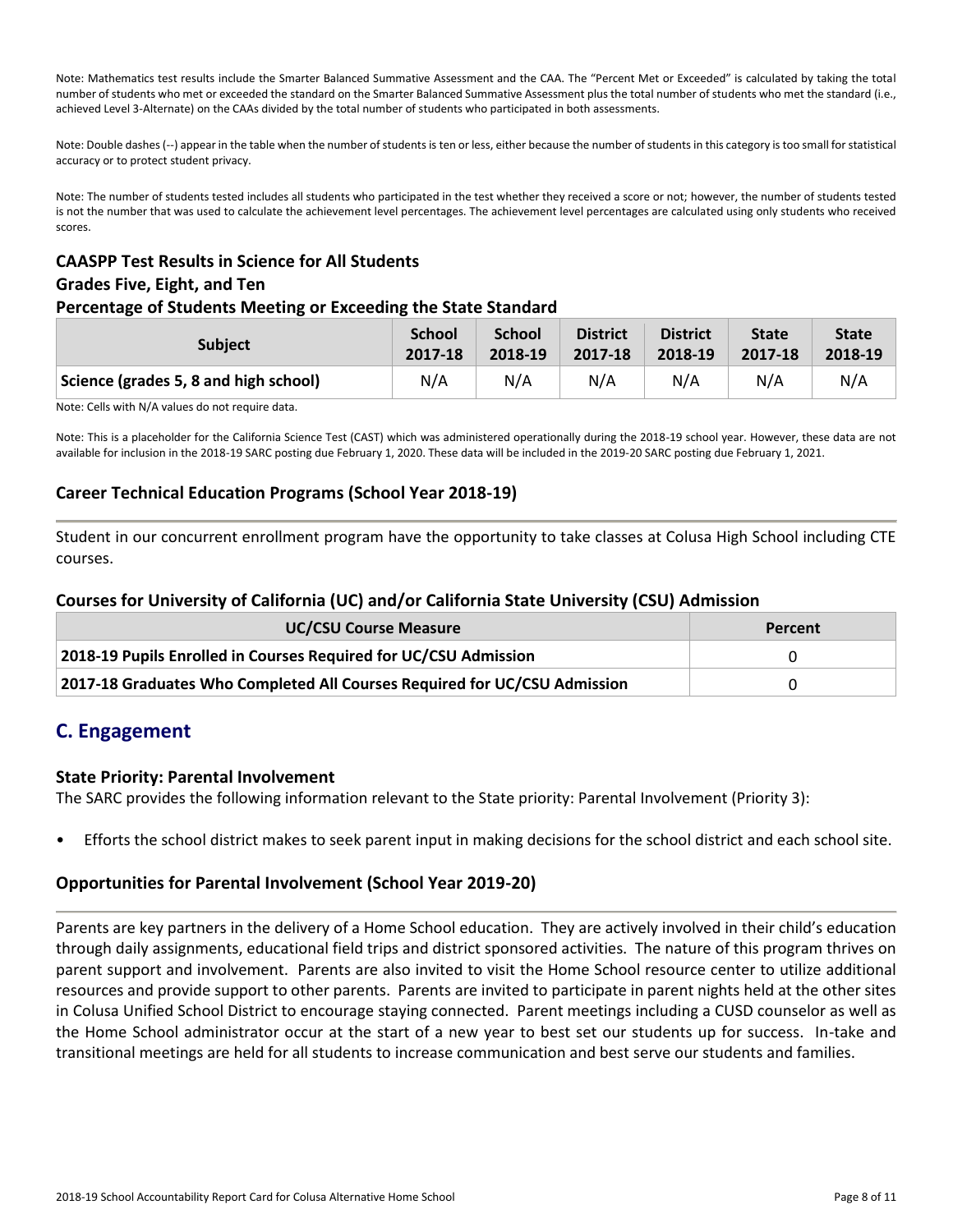Note: Mathematics test results include the Smarter Balanced Summative Assessment and the CAA. The "Percent Met or Exceeded" is calculated by taking the total number of students who met or exceeded the standard on the Smarter Balanced Summative Assessment plus the total number of students who met the standard (i.e., achieved Level 3-Alternate) on the CAAs divided by the total number of students who participated in both assessments.

Note: Double dashes (--) appear in the table when the number of students is ten or less, either because the number of students in this category is too small for statistical accuracy or to protect student privacy.

Note: The number of students tested includes all students who participated in the test whether they received a score or not; however, the number of students tested is not the number that was used to calculate the achievement level percentages. The achievement level percentages are calculated using only students who received scores.

### CAASPP Test Results in Science for All Students
### Grades Five, Eight, and Ten
### Percentage of Students Meeting or Exceeding the State Standard

| Subject | School 2017-18 | School 2018-19 | District 2017-18 | District 2018-19 | State 2017-18 | State 2018-19 |
|---|---|---|---|---|---|---|
| Science (grades 5, 8 and high school) | N/A | N/A | N/A | N/A | N/A | N/A |

Note: Cells with N/A values do not require data.

Note: This is a placeholder for the California Science Test (CAST) which was administered operationally during the 2018-19 school year. However, these data are not available for inclusion in the 2018-19 SARC posting due February 1, 2020. These data will be included in the 2019-20 SARC posting due February 1, 2021.

### Career Technical Education Programs (School Year 2018-19)

Student in our concurrent enrollment program have the opportunity to take classes at Colusa High School including CTE courses.

### Courses for University of California (UC) and/or California State University (CSU) Admission

| UC/CSU Course Measure | Percent |
|---|---|
| 2018-19 Pupils Enrolled in Courses Required for UC/CSU Admission | 0 |
| 2017-18 Graduates Who Completed All Courses Required for UC/CSU Admission | 0 |

## C. Engagement

### State Priority: Parental Involvement

The SARC provides the following information relevant to the State priority: Parental Involvement (Priority 3):

- Efforts the school district makes to seek parent input in making decisions for the school district and each school site.

### Opportunities for Parental Involvement (School Year 2019-20)

Parents are key partners in the delivery of a Home School education. They are actively involved in their child's education through daily assignments, educational field trips and district sponsored activities. The nature of this program thrives on parent support and involvement. Parents are also invited to visit the Home School resource center to utilize additional resources and provide support to other parents. Parents are invited to participate in parent nights held at the other sites in Colusa Unified School District to encourage staying connected. Parent meetings including a CUSD counselor as well as the Home School administrator occur at the start of a new year to best set our students up for success. In-take and transitional meetings are held for all students to increase communication and best serve our students and families.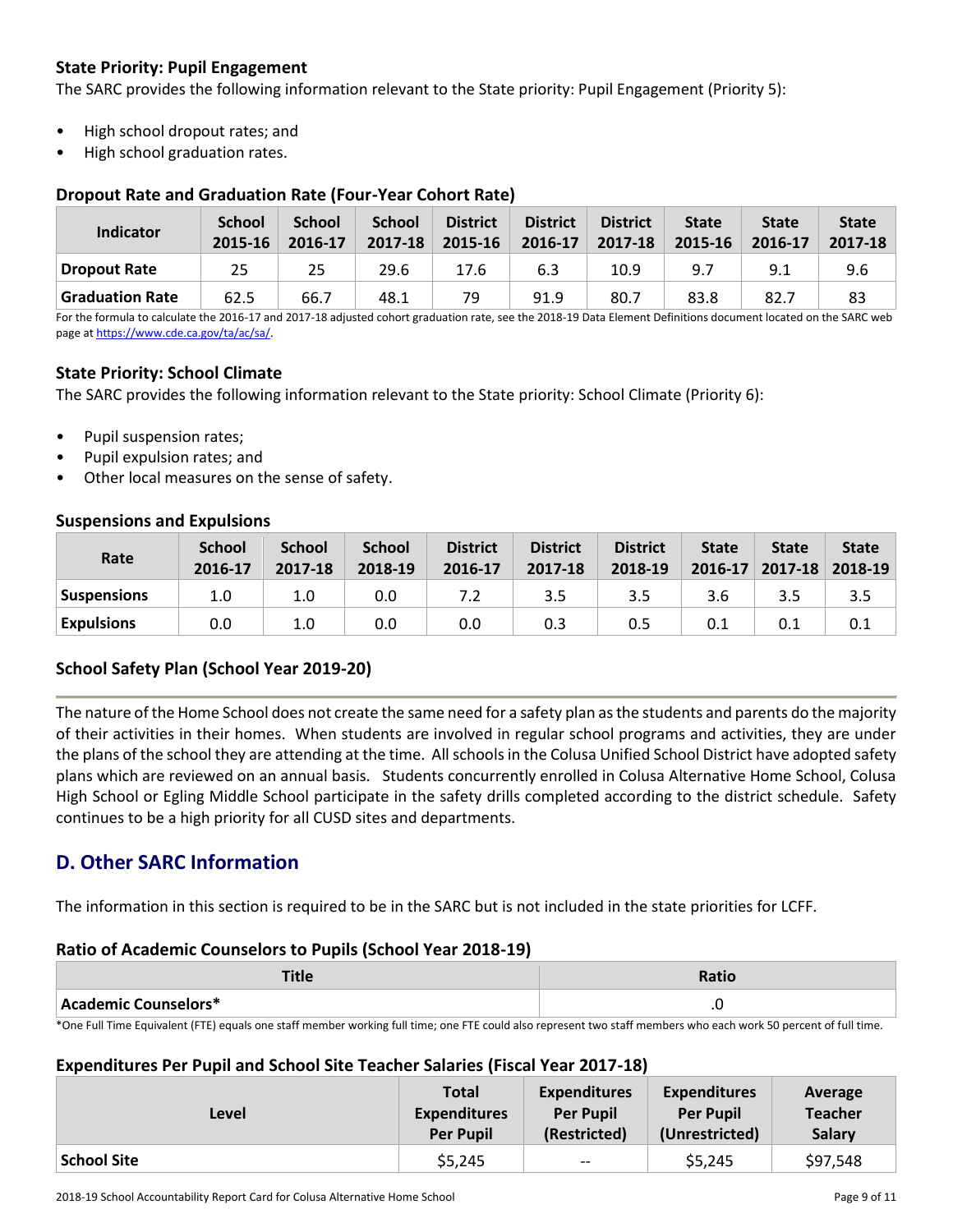### State Priority: Pupil Engagement

The SARC provides the following information relevant to the State priority: Pupil Engagement (Priority 5):

- High school dropout rates; and
- High school graduation rates.

### Dropout Rate and Graduation Rate (Four-Year Cohort Rate)

| Indicator | School 2015-16 | School 2016-17 | School 2017-18 | District 2015-16 | District 2016-17 | District 2017-18 | State 2015-16 | State 2016-17 | State 2017-18 |
|---|---|---|---|---|---|---|---|---|---|
| Dropout Rate | 25 | 25 | 29.6 | 17.6 | 6.3 | 10.9 | 9.7 | 9.1 | 9.6 |
| Graduation Rate | 62.5 | 66.7 | 48.1 | 79 | 91.9 | 80.7 | 83.8 | 82.7 | 83 |

For the formula to calculate the 2016-17 and 2017-18 adjusted cohort graduation rate, see the 2018-19 Data Element Definitions document located on the SARC web page at https://www.cde.ca.gov/ta/ac/sa/.

### State Priority: School Climate

The SARC provides the following information relevant to the State priority: School Climate (Priority 6):

- Pupil suspension rates;
- Pupil expulsion rates; and
- Other local measures on the sense of safety.

### Suspensions and Expulsions

| Rate | School 2016-17 | School 2017-18 | School 2018-19 | District 2016-17 | District 2017-18 | District 2018-19 | State 2016-17 | State 2017-18 | State 2018-19 |
|---|---|---|---|---|---|---|---|---|---|
| Suspensions | 1.0 | 1.0 | 0.0 | 7.2 | 3.5 | 3.5 | 3.6 | 3.5 | 3.5 |
| Expulsions | 0.0 | 1.0 | 0.0 | 0.0 | 0.3 | 0.5 | 0.1 | 0.1 | 0.1 |

### School Safety Plan (School Year 2019-20)

The nature of the Home School does not create the same need for a safety plan as the students and parents do the majority of their activities in their homes. When students are involved in regular school programs and activities, they are under the plans of the school they are attending at the time. All schools in the Colusa Unified School District have adopted safety plans which are reviewed on an annual basis. Students concurrently enrolled in Colusa Alternative Home School, Colusa High School or Egling Middle School participate in the safety drills completed according to the district schedule. Safety continues to be a high priority for all CUSD sites and departments.

## D. Other SARC Information

The information in this section is required to be in the SARC but is not included in the state priorities for LCFF.

### Ratio of Academic Counselors to Pupils (School Year 2018-19)

| Title | Ratio |
|---|---|
| Academic Counselors* | .0 |

*One Full Time Equivalent (FTE) equals one staff member working full time; one FTE could also represent two staff members who each work 50 percent of full time.

### Expenditures Per Pupil and School Site Teacher Salaries (Fiscal Year 2017-18)

| Level | Total Expenditures Per Pupil | Expenditures Per Pupil (Restricted) | Expenditures Per Pupil (Unrestricted) | Average Teacher Salary |
|---|---|---|---|---|
| School Site | $5,245 | -- | $5,245 | $97,548 |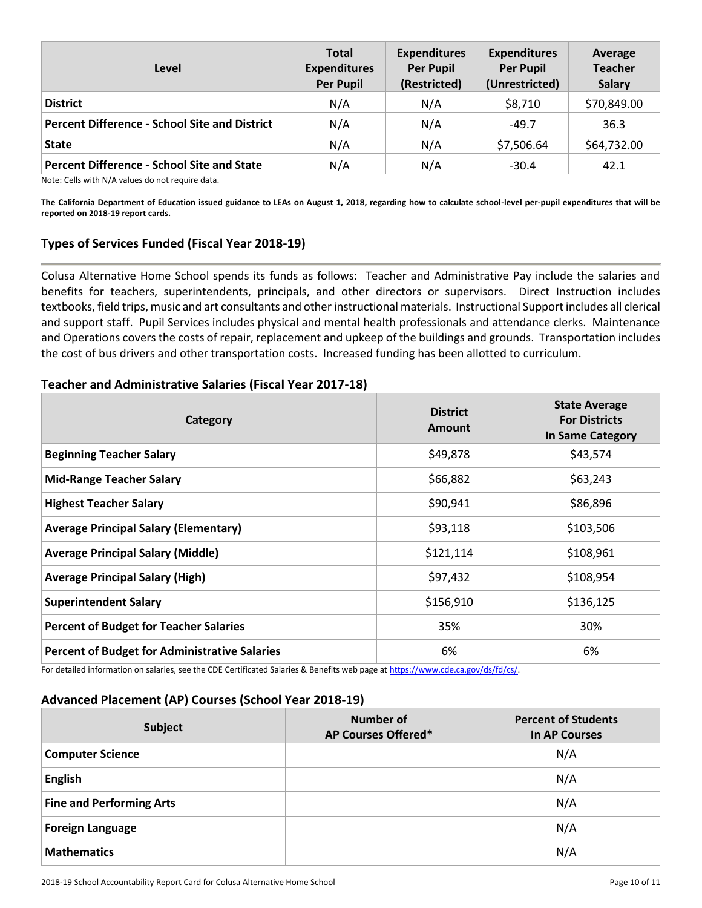| Level | Total Expenditures Per Pupil | Expenditures Per Pupil (Restricted) | Expenditures Per Pupil (Unrestricted) | Average Teacher Salary |
|---|---|---|---|---|
| **District** | N/A | N/A | $8,710 | $70,849.00 |
| **Percent Difference - School Site and District** | N/A | N/A | -49.7 | 36.3 |
| **State** | N/A | N/A | $7,506.64 | $64,732.00 |
| **Percent Difference - School Site and State** | N/A | N/A | -30.4 | 42.1 |

Note: Cells with N/A values do not require data.

**The California Department of Education issued guidance to LEAs on August 1, 2018, regarding how to calculate school-level per-pupil expenditures that will be reported on 2018-19 report cards.**

## Types of Services Funded (Fiscal Year 2018-19)

Colusa Alternative Home School spends its funds as follows: Teacher and Administrative Pay include the salaries and benefits for teachers, superintendents, principals, and other directors or supervisors. Direct Instruction includes textbooks, field trips, music and art consultants and other instructional materials. Instructional Support includes all clerical and support staff. Pupil Services includes physical and mental health professionals and attendance clerks. Maintenance and Operations covers the costs of repair, replacement and upkeep of the buildings and grounds. Transportation includes the cost of bus drivers and other transportation costs. Increased funding has been allotted to curriculum.

## Teacher and Administrative Salaries (Fiscal Year 2017-18)

| Category | District Amount | State Average For Districts In Same Category |
|---|---|---|
| **Beginning Teacher Salary** | $49,878 | $43,574 |
| **Mid-Range Teacher Salary** | $66,882 | $63,243 |
| **Highest Teacher Salary** | $90,941 | $86,896 |
| **Average Principal Salary (Elementary)** | $93,118 | $103,506 |
| **Average Principal Salary (Middle)** | $121,114 | $108,961 |
| **Average Principal Salary (High)** | $97,432 | $108,954 |
| **Superintendent Salary** | $156,910 | $136,125 |
| **Percent of Budget for Teacher Salaries** | 35% | 30% |
| **Percent of Budget for Administrative Salaries** | 6% | 6% |

For detailed information on salaries, see the CDE Certificated Salaries & Benefits web page at https://www.cde.ca.gov/ds/fd/cs/.

## Advanced Placement (AP) Courses (School Year 2018-19)

| Subject | Number of AP Courses Offered* | Percent of Students In AP Courses |
|---|---|---|
| **Computer Science** | | N/A |
| **English** | | N/A |
| **Fine and Performing Arts** | | N/A |
| **Foreign Language** | | N/A |
| **Mathematics** | | N/A |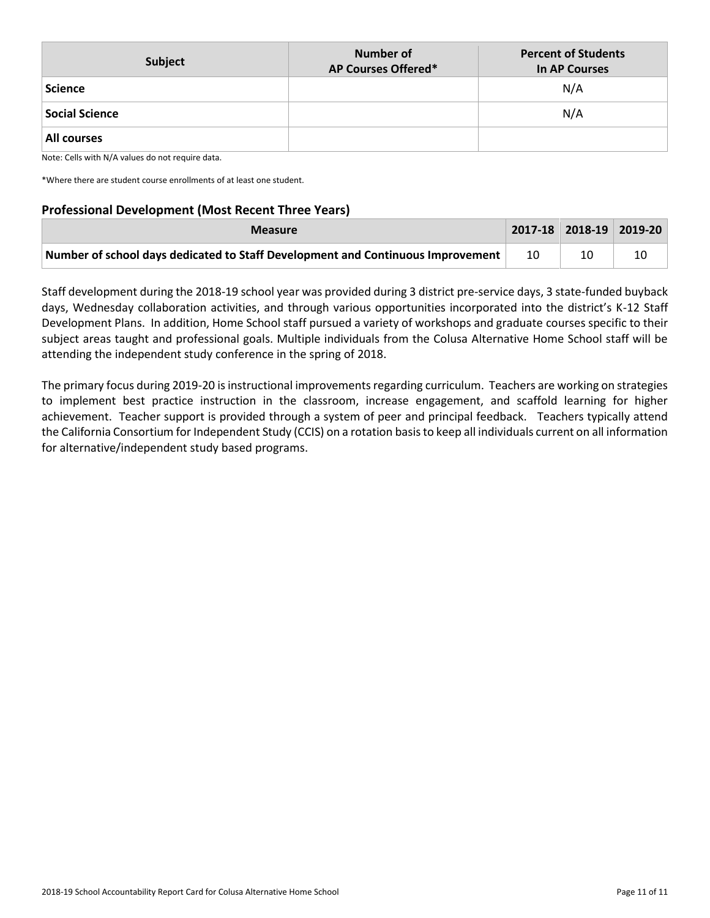| Subject | Number of AP Courses Offered* | Percent of Students In AP Courses |
| --- | --- | --- |
| Science | | N/A |
| Social Science | | N/A |
| All courses | | |

Note: Cells with N/A values do not require data.

*Where there are student course enrollments of at least one student.

### Professional Development (Most Recent Three Years)

| Measure | 2017-18 | 2018-19 | 2019-20 |
| --- | --- | --- | --- |
| Number of school days dedicated to Staff Development and Continuous Improvement | 10 | 10 | 10 |

Staff development during the 2018-19 school year was provided during 3 district pre-service days, 3 state-funded buyback days, Wednesday collaboration activities, and through various opportunities incorporated into the district's K-12 Staff Development Plans. In addition, Home School staff pursued a variety of workshops and graduate courses specific to their subject areas taught and professional goals. Multiple individuals from the Colusa Alternative Home School staff will be attending the independent study conference in the spring of 2018.

The primary focus during 2019-20 is instructional improvements regarding curriculum. Teachers are working on strategies to implement best practice instruction in the classroom, increase engagement, and scaffold learning for higher achievement. Teacher support is provided through a system of peer and principal feedback. Teachers typically attend the California Consortium for Independent Study (CCIS) on a rotation basis to keep all individuals current on all information for alternative/independent study based programs.